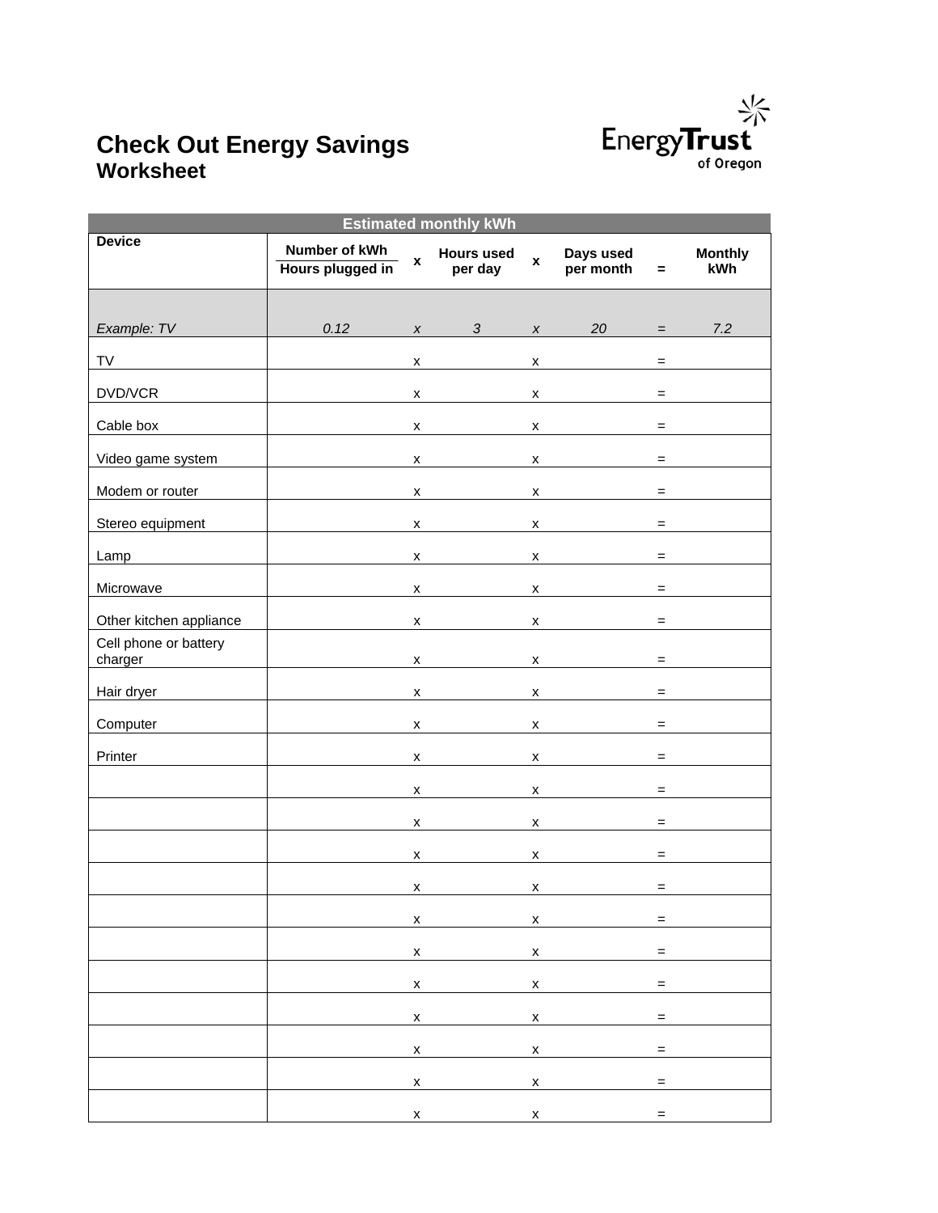# Check Out Energy Savings Worksheet

| Estimated monthly kWh | | | | | | | |
|---|---|---|---|---|---|---|---|
| **Device** | **Number of kWh / Hours plugged in** | **x** | **Hours used per day** | **x** | **Days used per month** | **=** | **Monthly kWh** |
| *Example: TV* | *0.12* | *x* | *3* | *x* | *20* | *=* | *7.2* |
| TV | | x | | x | | = | |
| DVD/VCR | | x | | x | | = | |
| Cable box | | x | | x | | = | |
| Video game system | | x | | x | | = | |
| Modem or router | | x | | x | | = | |
| Stereo equipment | | x | | x | | = | |
| Lamp | | x | | x | | = | |
| Microwave | | x | | x | | = | |
| Other kitchen appliance | | x | | x | | = | |
| Cell phone or battery charger | | x | | x | | = | |
| Hair dryer | | x | | x | | = | |
| Computer | | x | | x | | = | |
| Printer | | x | | x | | = | |
| | | x | | x | | = | |
| | | x | | x | | = | |
| | | x | | x | | = | |
| | | x | | x | | = | |
| | | x | | x | | = | |
| | | x | | x | | = | |
| | | x | | x | | = | |
| | | x | | x | | = | |
| | | x | | x | | = | |
| | | x | | x | | = | |
| | | x | | x | | = | |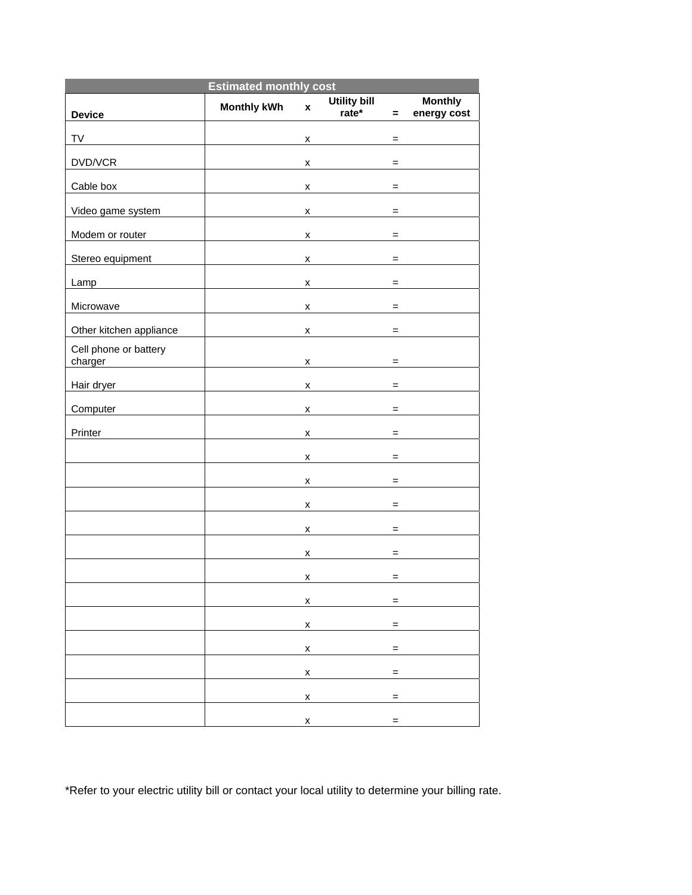| Estimated monthly cost | | | | | |
|---|---|---|---|---|---|
| Device | Monthly kWh | x | Utility bill rate* | = | Monthly energy cost |
| TV | | x | | = | |
| DVD/VCR | | x | | = | |
| Cable box | | x | | = | |
| Video game system | | x | | = | |
| Modem or router | | x | | = | |
| Stereo equipment | | x | | = | |
| Lamp | | x | | = | |
| Microwave | | x | | = | |
| Other kitchen appliance | | x | | = | |
| Cell phone or battery charger | | x | | = | |
| Hair dryer | | x | | = | |
| Computer | | x | | = | |
| Printer | | x | | = | |
| | | x | | = | |
| | | x | | = | |
| | | x | | = | |
| | | x | | = | |
| | | x | | = | |
| | | x | | = | |
| | | x | | = | |
| | | x | | = | |
| | | x | | = | |
| | | x | | = | |
| | | x | | = | |
| | | x | | = | |

*Refer to your electric utility bill or contact your local utility to determine your billing rate.